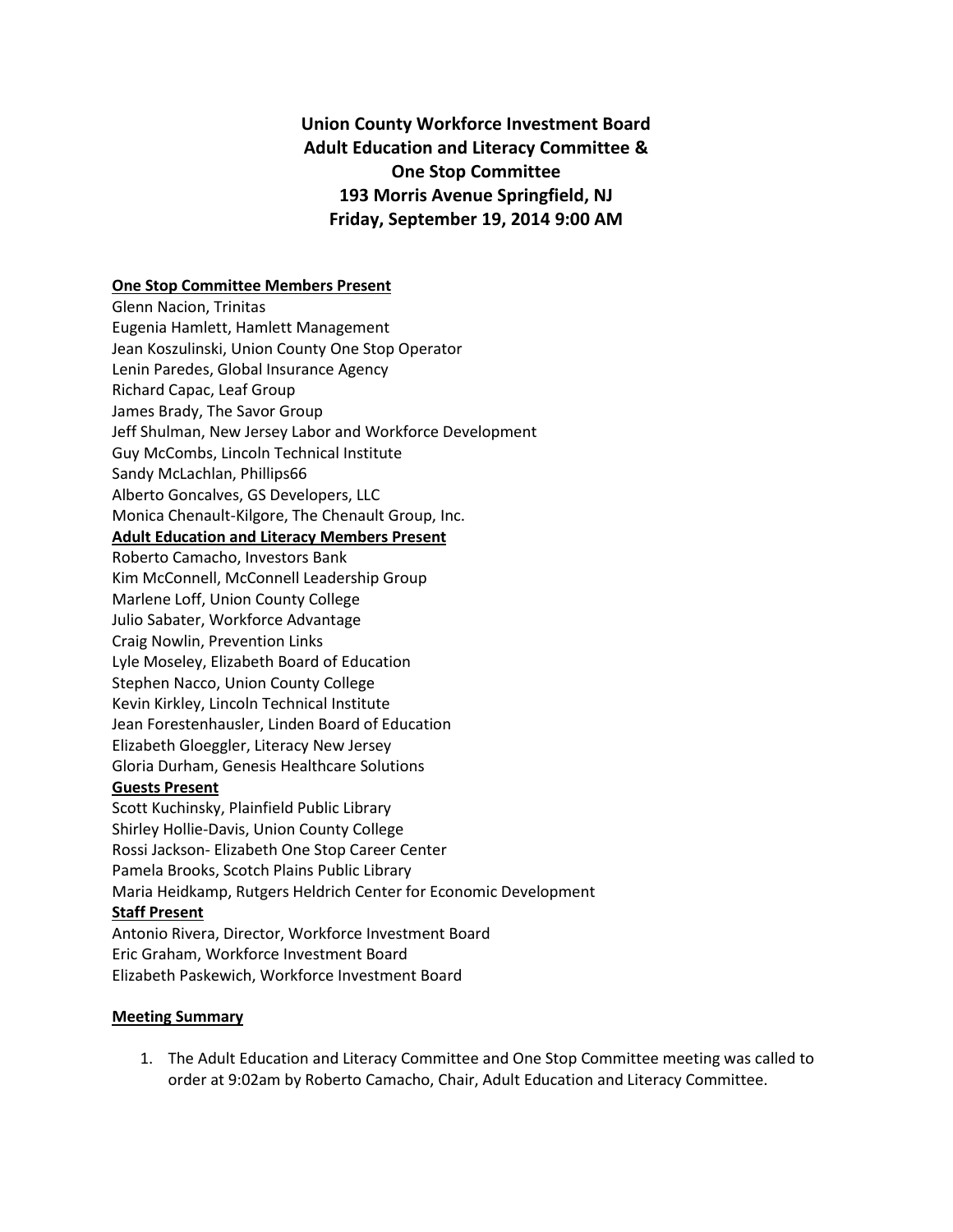# Union County Workforce Investment Board
# Adult Education and Literacy Committee & One Stop Committee
# 193 Morris Avenue Springfield, NJ
# Friday, September 19, 2014 9:00 AM

**One Stop Committee Members Present**

Glenn Nacion, Trinitas
Eugenia Hamlett, Hamlett Management
Jean Koszulinski, Union County One Stop Operator
Lenin Paredes, Global Insurance Agency
Richard Capac, Leaf Group
James Brady, The Savor Group
Jeff Shulman, New Jersey Labor and Workforce Development
Guy McCombs, Lincoln Technical Institute
Sandy McLachlan, Phillips66
Alberto Goncalves, GS Developers, LLC
Monica Chenault-Kilgore, The Chenault Group, Inc.

**Adult Education and Literacy Members Present**

Roberto Camacho, Investors Bank
Kim McConnell, McConnell Leadership Group
Marlene Loff, Union County College
Julio Sabater, Workforce Advantage
Craig Nowlin, Prevention Links
Lyle Moseley, Elizabeth Board of Education
Stephen Nacco, Union County College
Kevin Kirkley, Lincoln Technical Institute
Jean Forestenhausler, Linden Board of Education
Elizabeth Gloeggler, Literacy New Jersey
Gloria Durham, Genesis Healthcare Solutions

**Guests Present**

Scott Kuchinsky, Plainfield Public Library
Shirley Hollie-Davis, Union County College
Rossi Jackson- Elizabeth One Stop Career Center
Pamela Brooks, Scotch Plains Public Library
Maria Heidkamp, Rutgers Heldrich Center for Economic Development

**Staff Present**

Antonio Rivera, Director, Workforce Investment Board
Eric Graham, Workforce Investment Board
Elizabeth Paskewich, Workforce Investment Board

**Meeting Summary**

1. The Adult Education and Literacy Committee and One Stop Committee meeting was called to order at 9:02am by Roberto Camacho, Chair, Adult Education and Literacy Committee.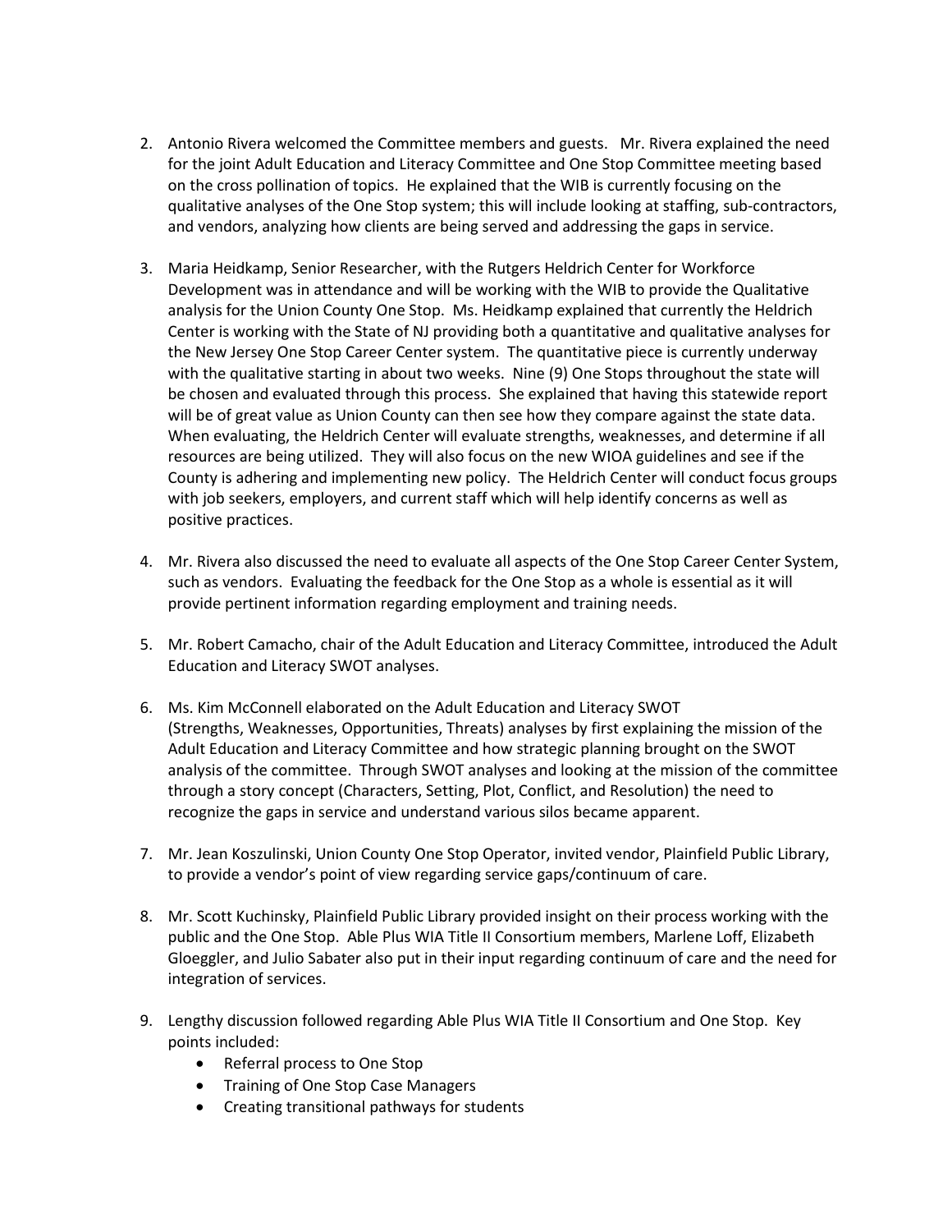2. Antonio Rivera welcomed the Committee members and guests. Mr. Rivera explained the need for the joint Adult Education and Literacy Committee and One Stop Committee meeting based on the cross pollination of topics. He explained that the WIB is currently focusing on the qualitative analyses of the One Stop system; this will include looking at staffing, sub-contractors, and vendors, analyzing how clients are being served and addressing the gaps in service.

3. Maria Heidkamp, Senior Researcher, with the Rutgers Heldrich Center for Workforce Development was in attendance and will be working with the WIB to provide the Qualitative analysis for the Union County One Stop. Ms. Heidkamp explained that currently the Heldrich Center is working with the State of NJ providing both a quantitative and qualitative analyses for the New Jersey One Stop Career Center system. The quantitative piece is currently underway with the qualitative starting in about two weeks. Nine (9) One Stops throughout the state will be chosen and evaluated through this process. She explained that having this statewide report will be of great value as Union County can then see how they compare against the state data. When evaluating, the Heldrich Center will evaluate strengths, weaknesses, and determine if all resources are being utilized. They will also focus on the new WIOA guidelines and see if the County is adhering and implementing new policy. The Heldrich Center will conduct focus groups with job seekers, employers, and current staff which will help identify concerns as well as positive practices.

4. Mr. Rivera also discussed the need to evaluate all aspects of the One Stop Career Center System, such as vendors. Evaluating the feedback for the One Stop as a whole is essential as it will provide pertinent information regarding employment and training needs.

5. Mr. Robert Camacho, chair of the Adult Education and Literacy Committee, introduced the Adult Education and Literacy SWOT analyses.

6. Ms. Kim McConnell elaborated on the Adult Education and Literacy SWOT (Strengths, Weaknesses, Opportunities, Threats) analyses by first explaining the mission of the Adult Education and Literacy Committee and how strategic planning brought on the SWOT analysis of the committee. Through SWOT analyses and looking at the mission of the committee through a story concept (Characters, Setting, Plot, Conflict, and Resolution) the need to recognize the gaps in service and understand various silos became apparent.

7. Mr. Jean Koszulinski, Union County One Stop Operator, invited vendor, Plainfield Public Library, to provide a vendor's point of view regarding service gaps/continuum of care.

8. Mr. Scott Kuchinsky, Plainfield Public Library provided insight on their process working with the public and the One Stop. Able Plus WIA Title II Consortium members, Marlene Loff, Elizabeth Gloeggler, and Julio Sabater also put in their input regarding continuum of care and the need for integration of services.

9. Lengthy discussion followed regarding Able Plus WIA Title II Consortium and One Stop. Key points included:
   - Referral process to One Stop
   - Training of One Stop Case Managers
   - Creating transitional pathways for students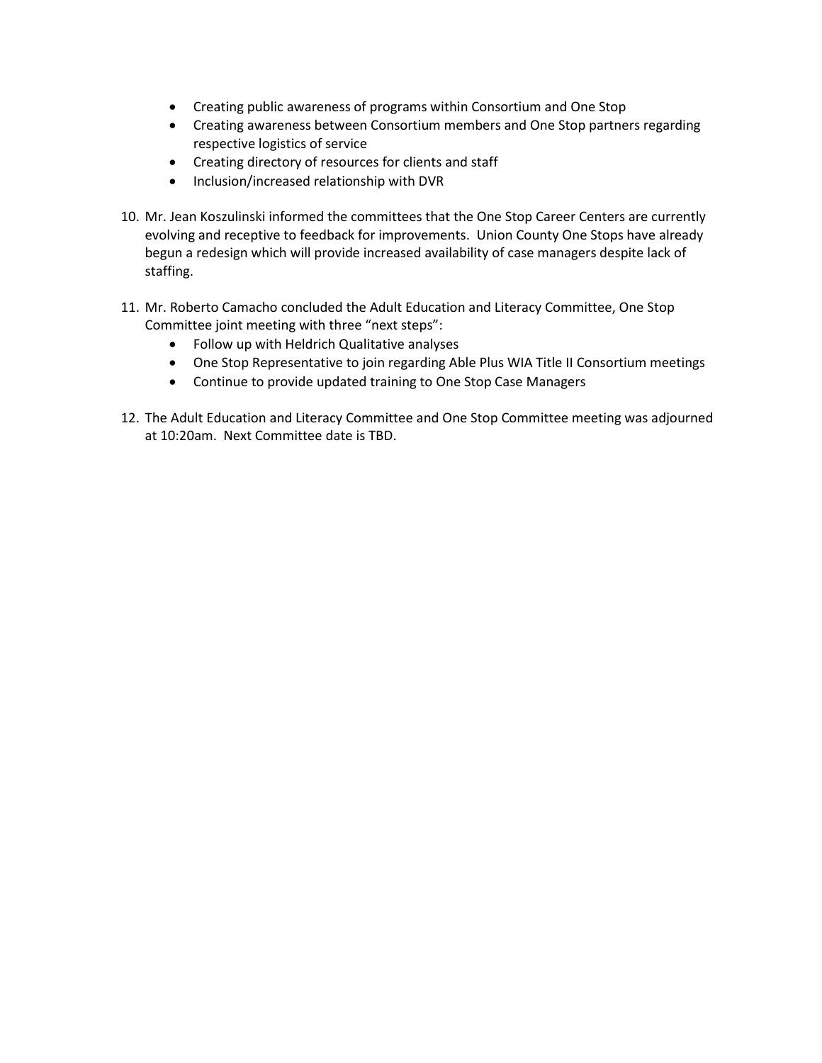- Creating public awareness of programs within Consortium and One Stop
- Creating awareness between Consortium members and One Stop partners regarding respective logistics of service
- Creating directory of resources for clients and staff
- Inclusion/increased relationship with DVR

10. Mr. Jean Koszulinski informed the committees that the One Stop Career Centers are currently evolving and receptive to feedback for improvements. Union County One Stops have already begun a redesign which will provide increased availability of case managers despite lack of staffing.

11. Mr. Roberto Camacho concluded the Adult Education and Literacy Committee, One Stop Committee joint meeting with three "next steps":
    - Follow up with Heldrich Qualitative analyses
    - One Stop Representative to join regarding Able Plus WIA Title II Consortium meetings
    - Continue to provide updated training to One Stop Case Managers

12. The Adult Education and Literacy Committee and One Stop Committee meeting was adjourned at 10:20am. Next Committee date is TBD.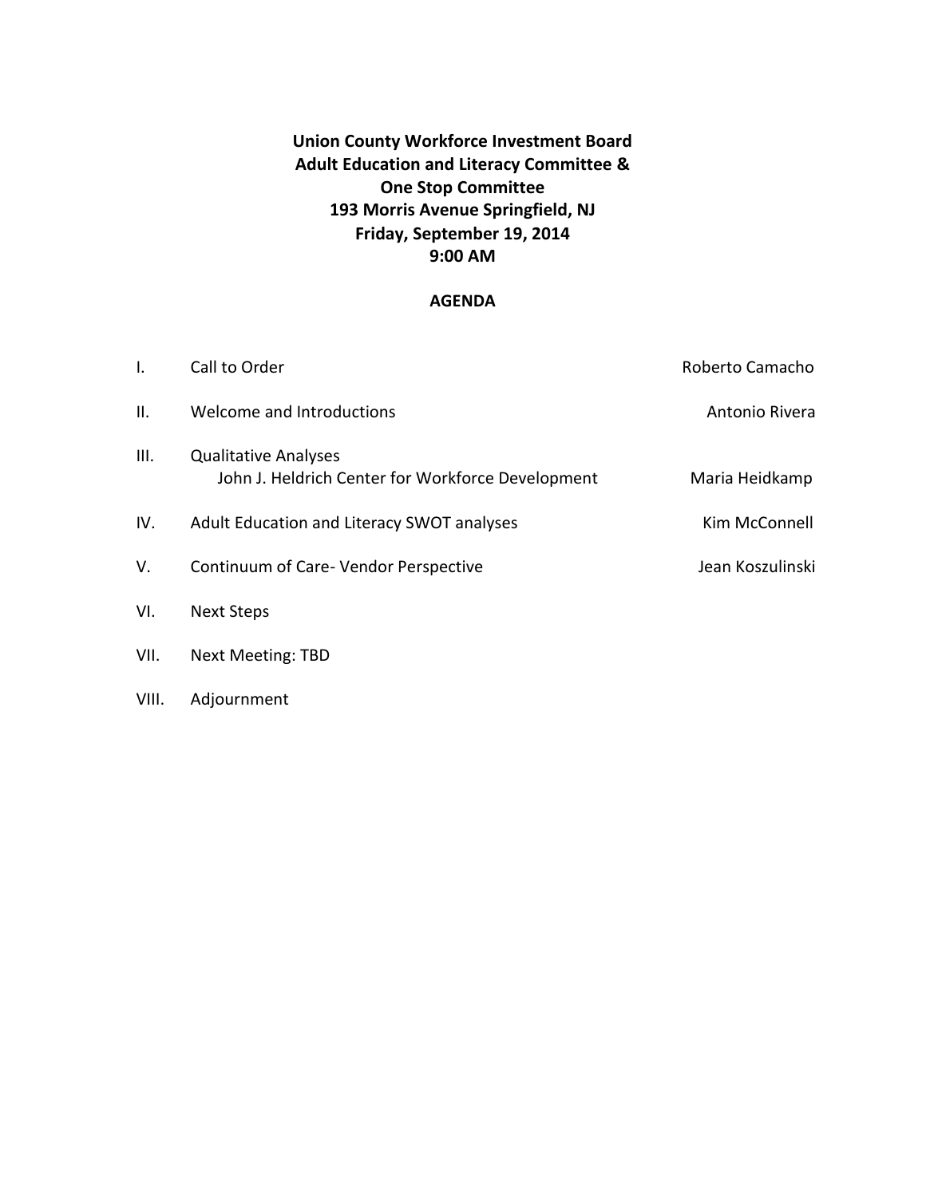**Union County Workforce Investment Board**
**Adult Education and Literacy Committee &**
**One Stop Committee**
**193 Morris Avenue Springfield, NJ**
**Friday, September 19, 2014**
**9:00 AM**

**AGENDA**

| | | |
|---|---|---|
| I. | Call to Order | Roberto Camacho |
| II. | Welcome and Introductions | Antonio Rivera |
| III. | Qualitative Analyses<br>John J. Heldrich Center for Workforce Development | Maria Heidkamp |
| IV. | Adult Education and Literacy SWOT analyses | Kim McConnell |
| V. | Continuum of Care- Vendor Perspective | Jean Koszulinski |
| VI. | Next Steps | |
| VII. | Next Meeting: TBD | |
| VIII. | Adjournment | |